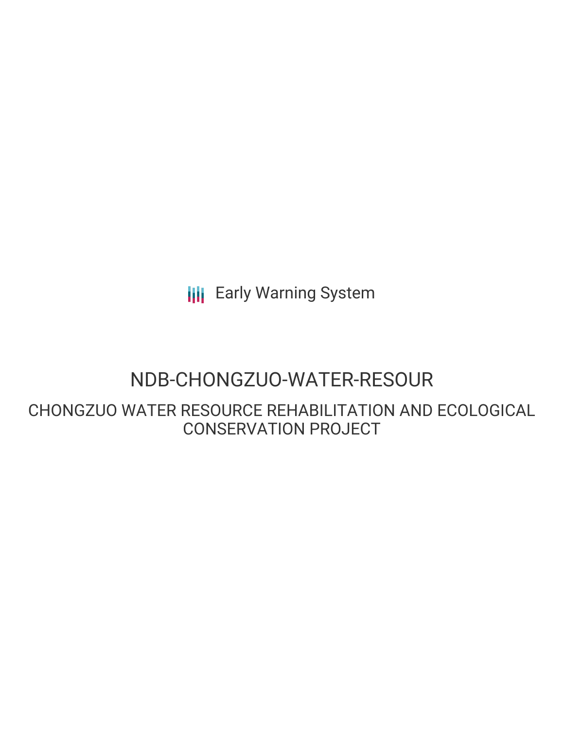Early Warning System

# NDB-CHONGZUO-WATER-RESOUR

## CHONGZUO WATER RESOURCE REHABILITATION AND ECOLOGICAL CONSERVATION PROJECT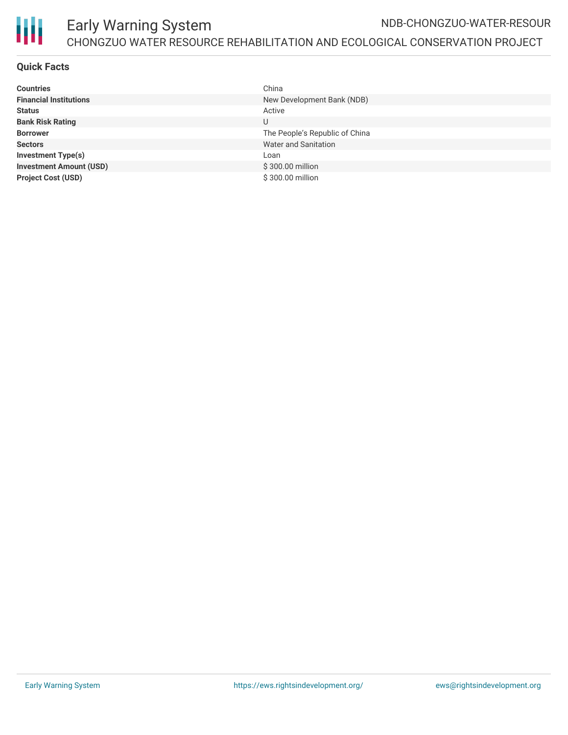# Early Warning System

## CHONGZUO WATER RESOURCE REHABILITATION AND ECOLOGICAL CONSERVATION PROJECT

NDB-CHONGZUO-WATER-RESOUR

### Quick Facts

| | |
|---|---|
| **Countries** | China |
| **Financial Institutions** | New Development Bank (NDB) |
| **Status** | Active |
| **Bank Risk Rating** | U |
| **Borrower** | The People’s Republic of China |
| **Sectors** | Water and Sanitation |
| **Investment Type(s)** | Loan |
| **Investment Amount (USD)** | $ 300.00 million |
| **Project Cost (USD)** | $ 300.00 million |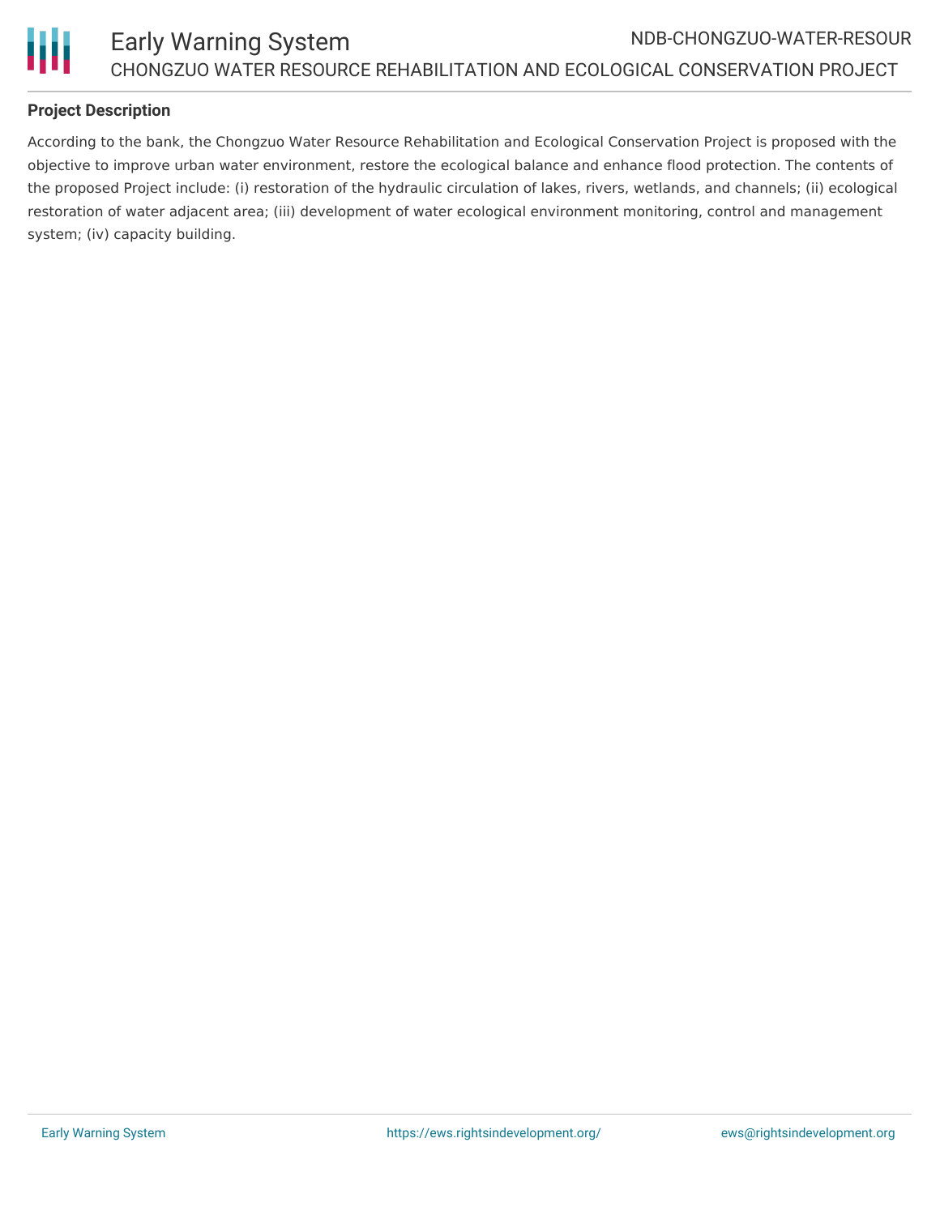## Project Description

According to the bank, the Chongzuo Water Resource Rehabilitation and Ecological Conservation Project is proposed with the objective to improve urban water environment, restore the ecological balance and enhance flood protection. The contents of the proposed Project include: (i) restoration of the hydraulic circulation of lakes, rivers, wetlands, and channels; (ii) ecological restoration of water adjacent area; (iii) development of water ecological environment monitoring, control and management system; (iv) capacity building.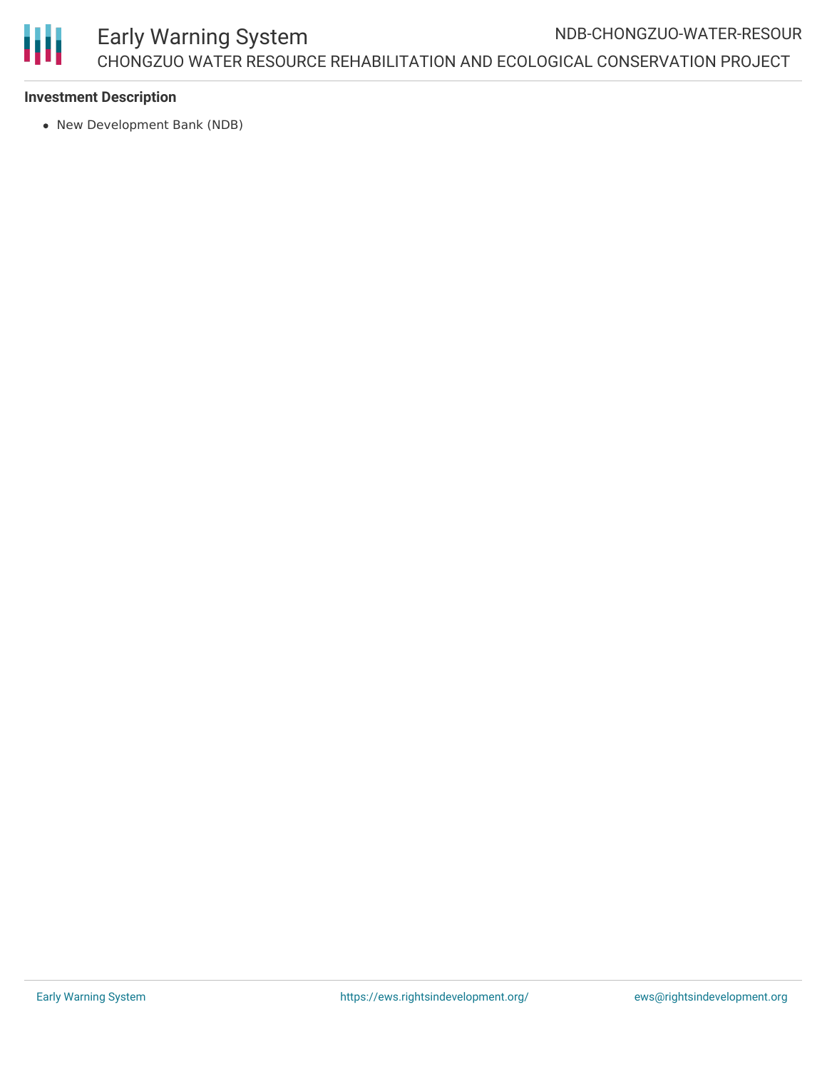### Investment Description

- New Development Bank (NDB)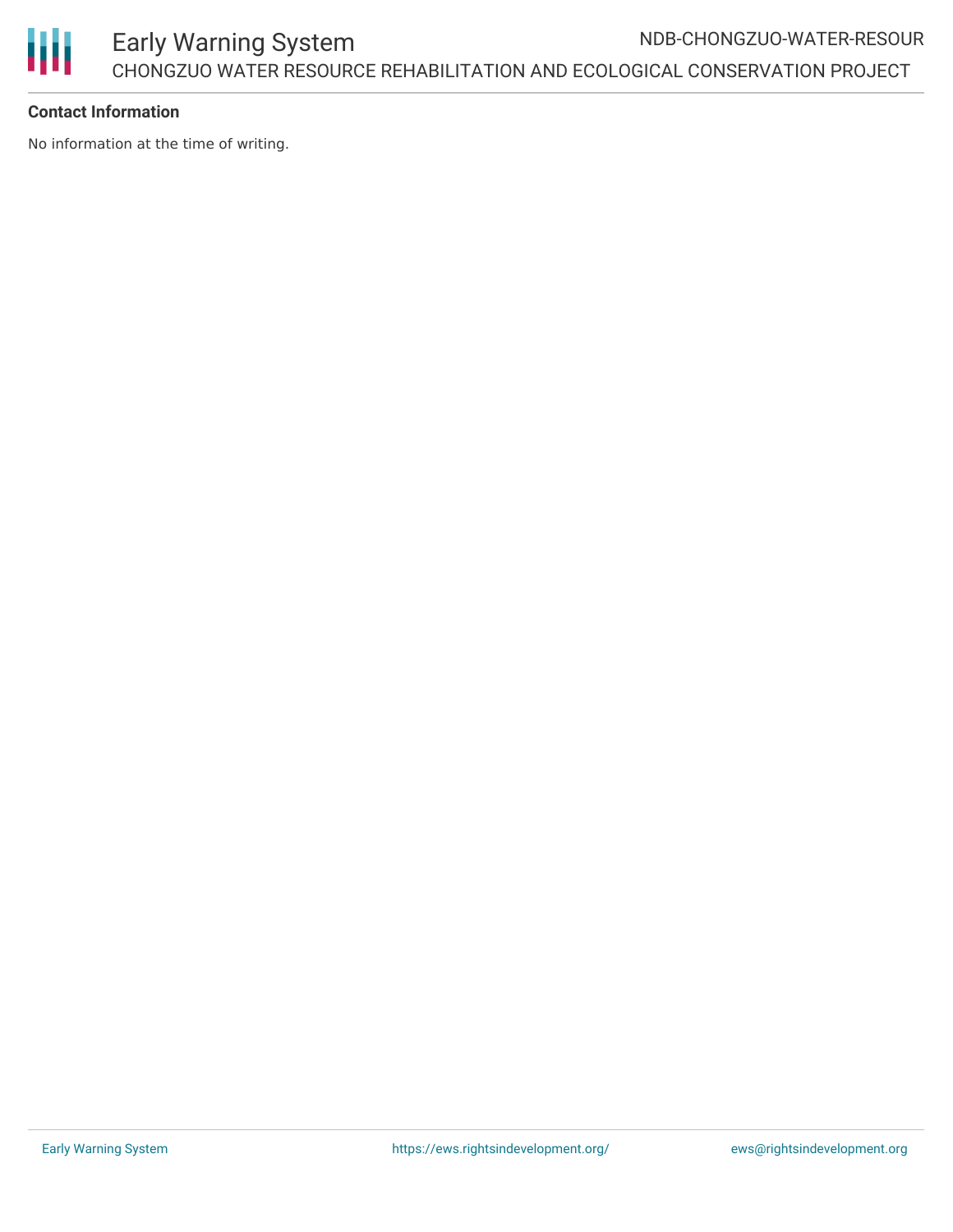**Contact Information**

No information at the time of writing.